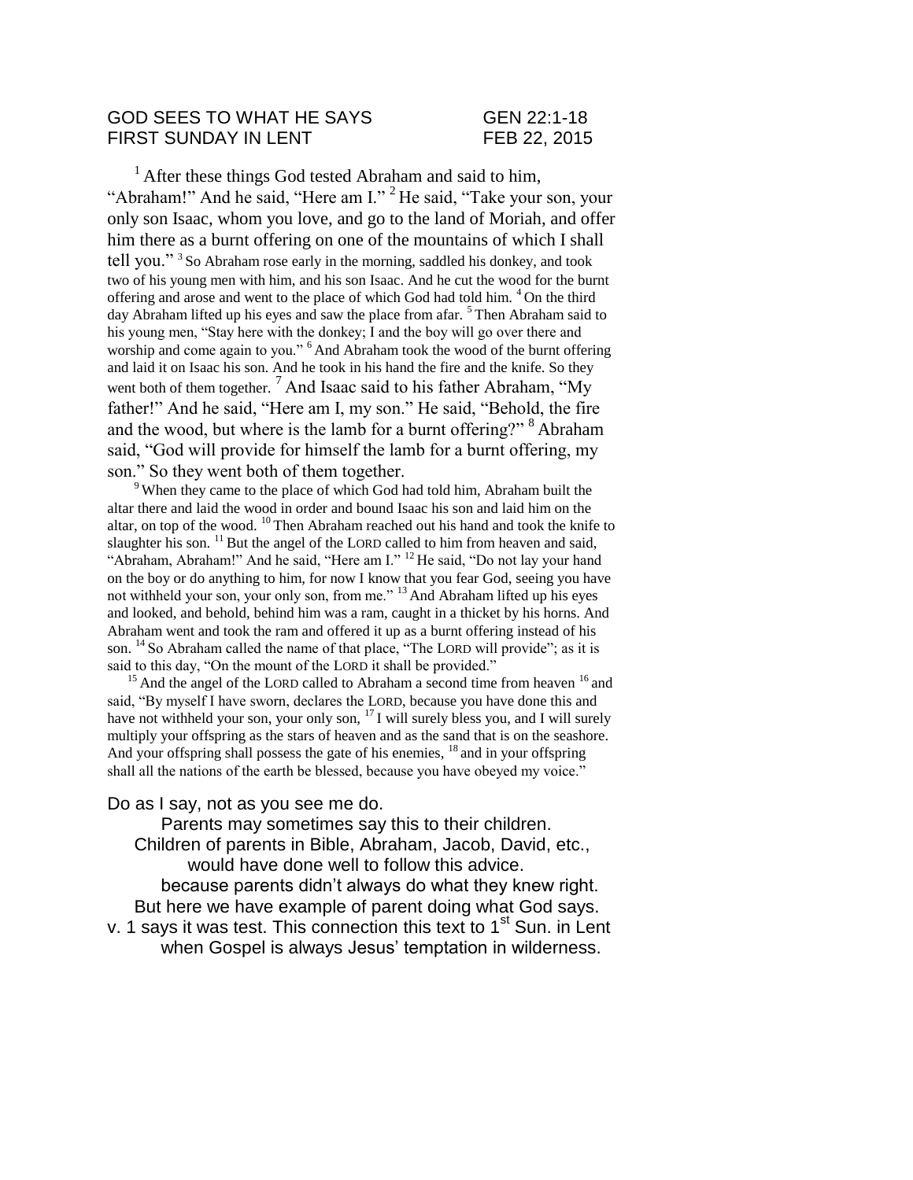GOD SEES TO WHAT HE SAYS GEN 22:1-18
FIRST SUNDAY IN LENT FEB 22, 2015

[1] After these things God tested Abraham and said to him, "Abraham!" And he said, "Here am I." [2] He said, "Take your son, your only son Isaac, whom you love, and go to the land of Moriah, and offer him there as a burnt offering on one of the mountains of which I shall tell you." [3] So Abraham rose early in the morning, saddled his donkey, and took two of his young men with him, and his son Isaac. And he cut the wood for the burnt offering and arose and went to the place of which God had told him. [4] On the third day Abraham lifted up his eyes and saw the place from afar. [5] Then Abraham said to his young men, "Stay here with the donkey; I and the boy will go over there and worship and come again to you." [6] And Abraham took the wood of the burnt offering and laid it on Isaac his son. And he took in his hand the fire and the knife. So they went both of them together. [7] And Isaac said to his father Abraham, "My father!" And he said, "Here am I, my son." He said, "Behold, the fire and the wood, but where is the lamb for a burnt offering?" [8] Abraham said, "God will provide for himself the lamb for a burnt offering, my son." So they went both of them together.

[9] When they came to the place of which God had told him, Abraham built the altar there and laid the wood in order and bound Isaac his son and laid him on the altar, on top of the wood. [10] Then Abraham reached out his hand and took the knife to slaughter his son. [11] But the angel of the LORD called to him from heaven and said, "Abraham, Abraham!" And he said, "Here am I." [12] He said, "Do not lay your hand on the boy or do anything to him, for now I know that you fear God, seeing you have not withheld your son, your only son, from me." [13] And Abraham lifted up his eyes and looked, and behold, behind him was a ram, caught in a thicket by his horns. And Abraham went and took the ram and offered it up as a burnt offering instead of his son. [14] So Abraham called the name of that place, "The LORD will provide"; as it is said to this day, "On the mount of the LORD it shall be provided."

[15] And the angel of the LORD called to Abraham a second time from heaven [16] and said, "By myself I have sworn, declares the LORD, because you have done this and have not withheld your son, your only son, [17] I will surely bless you, and I will surely multiply your offspring as the stars of heaven and as the sand that is on the seashore. And your offspring shall possess the gate of his enemies, [18] and in your offspring shall all the nations of the earth be blessed, because you have obeyed my voice."

Do as I say, not as you see me do.
Parents may sometimes say this to their children.
Children of parents in Bible, Abraham, Jacob, David, etc., would have done well to follow this advice.
because parents didn't always do what they knew right.
But here we have example of parent doing what God says.
v. 1 says it was test. This connection this text to 1st Sun. in Lent when Gospel is always Jesus' temptation in wilderness.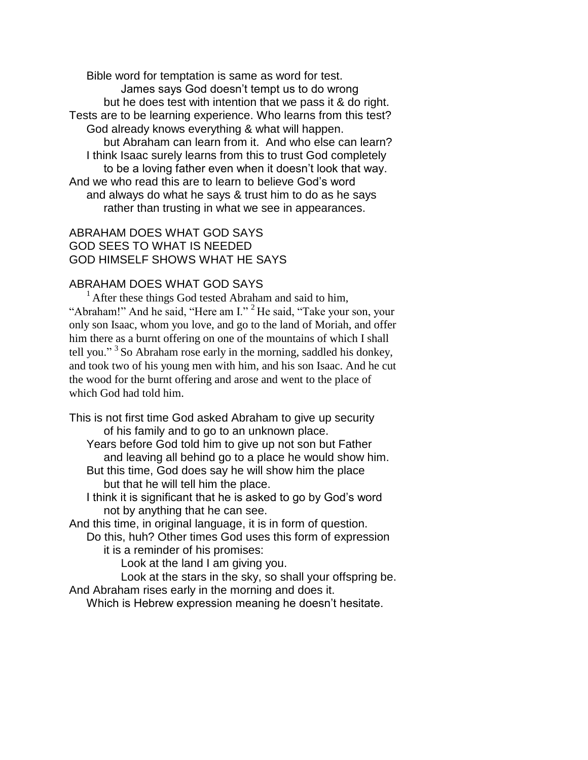Bible word for temptation is same as word for test.
James says God doesn't tempt us to do wrong
but he does test with intention that we pass it & do right.
Tests are to be learning experience. Who learns from this test?
God already knows everything & what will happen.
but Abraham can learn from it. And who else can learn?
I think Isaac surely learns from this to trust God completely
to be a loving father even when it doesn't look that way.
And we who read this are to learn to believe God's word
and always do what he says & trust him to do as he says
rather than trusting in what we see in appearances.

ABRAHAM DOES WHAT GOD SAYS
GOD SEES TO WHAT IS NEEDED
GOD HIMSELF SHOWS WHAT HE SAYS

ABRAHAM DOES WHAT GOD SAYS

[1] After these things God tested Abraham and said to him, "Abraham!" And he said, "Here am I." [2] He said, "Take your son, your only son Isaac, whom you love, and go to the land of Moriah, and offer him there as a burnt offering on one of the mountains of which I shall tell you." [3] So Abraham rose early in the morning, saddled his donkey, and took two of his young men with him, and his son Isaac. And he cut the wood for the burnt offering and arose and went to the place of which God had told him.

This is not first time God asked Abraham to give up security
of his family and to go to an unknown place.
Years before God told him to give up not son but Father
and leaving all behind go to a place he would show him.
But this time, God does say he will show him the place
but that he will tell him the place.
I think it is significant that he is asked to go by God's word
not by anything that he can see.
And this time, in original language, it is in form of question.
Do this, huh? Other times God uses this form of expression
it is a reminder of his promises:
Look at the land I am giving you.
Look at the stars in the sky, so shall your offspring be.
And Abraham rises early in the morning and does it.
Which is Hebrew expression meaning he doesn't hesitate.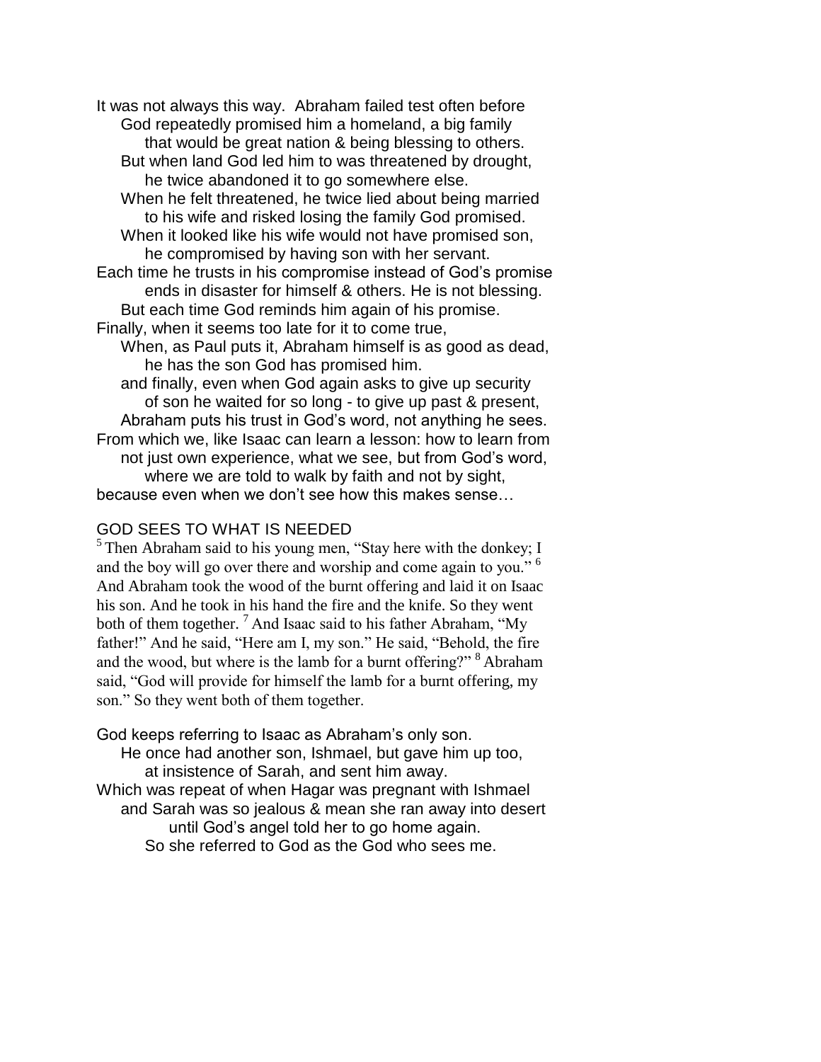It was not always this way. Abraham failed test often before
God repeatedly promised him a homeland, a big family
that would be great nation & being blessing to others.
But when land God led him to was threatened by drought,
he twice abandoned it to go somewhere else.
When he felt threatened, he twice lied about being married
to his wife and risked losing the family God promised.
When it looked like his wife would not have promised son,
he compromised by having son with her servant.
Each time he trusts in his compromise instead of God's promise
ends in disaster for himself & others. He is not blessing.
But each time God reminds him again of his promise.
Finally, when it seems too late for it to come true,
When, as Paul puts it, Abraham himself is as good as dead,
he has the son God has promised him.
and finally, even when God again asks to give up security
of son he waited for so long - to give up past & present,
Abraham puts his trust in God's word, not anything he sees.
From which we, like Isaac can learn a lesson: how to learn from
not just own experience, what we see, but from God's word,
where we are told to walk by faith and not by sight,
because even when we don't see how this makes sense…

GOD SEES TO WHAT IS NEEDED

[5] Then Abraham said to his young men, "Stay here with the donkey; I and the boy will go over there and worship and come again to you." [6] And Abraham took the wood of the burnt offering and laid it on Isaac his son. And he took in his hand the fire and the knife. So they went both of them together. [7] And Isaac said to his father Abraham, "My father!" And he said, "Here am I, my son." He said, "Behold, the fire and the wood, but where is the lamb for a burnt offering?" [8] Abraham said, "God will provide for himself the lamb for a burnt offering, my son." So they went both of them together.

God keeps referring to Isaac as Abraham's only son.
He once had another son, Ishmael, but gave him up too,
at insistence of Sarah, and sent him away.
Which was repeat of when Hagar was pregnant with Ishmael
and Sarah was so jealous & mean she ran away into desert
until God's angel told her to go home again.
So she referred to God as the God who sees me.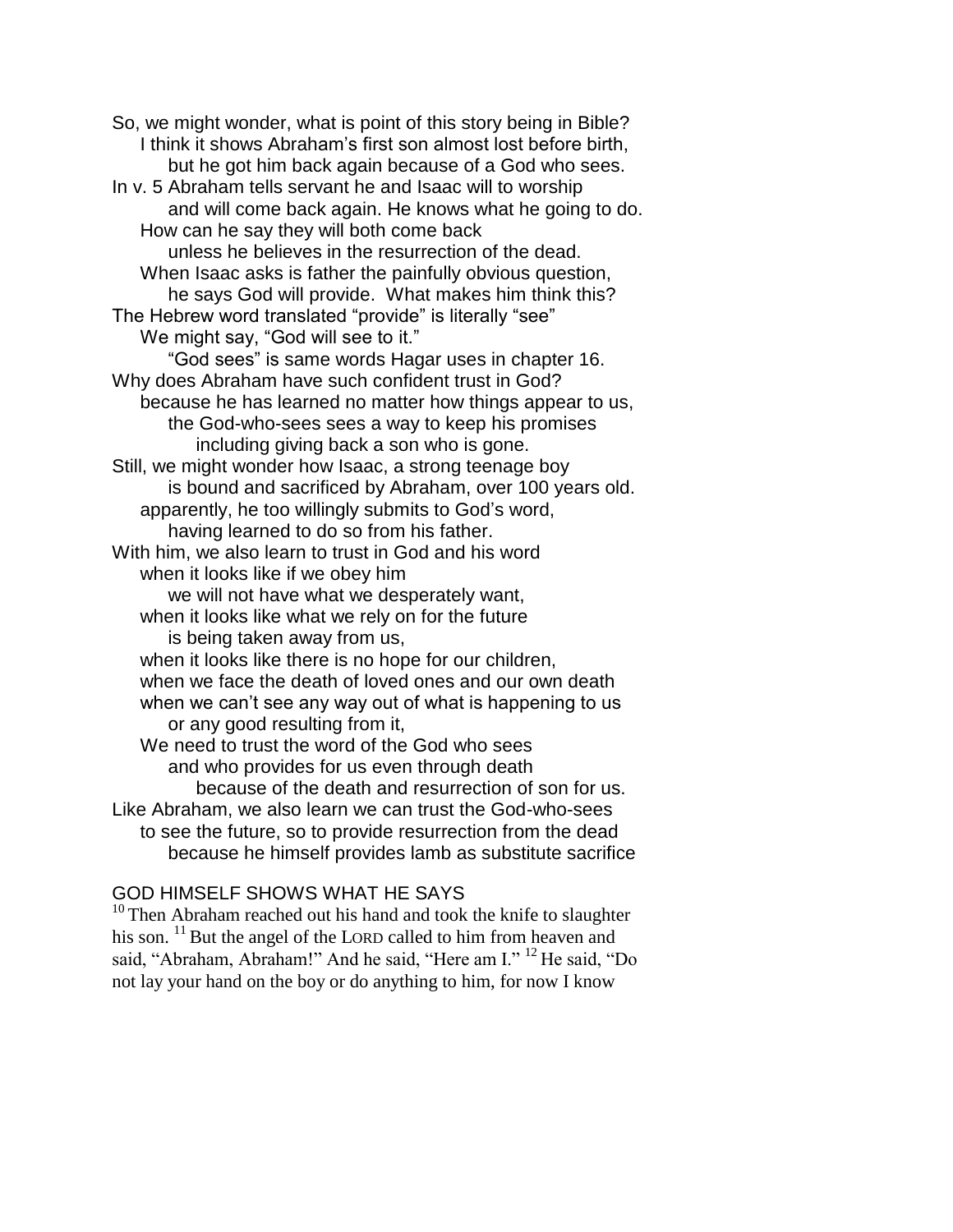So, we might wonder, what is point of this story being in Bible?
I think it shows Abraham's first son almost lost before birth,
but he got him back again because of a God who sees.
In v. 5 Abraham tells servant he and Isaac will to worship
and will come back again. He knows what he going to do.
How can he say they will both come back
unless he believes in the resurrection of the dead.
When Isaac asks is father the painfully obvious question,
he says God will provide. What makes him think this?
The Hebrew word translated "provide" is literally "see"
We might say, "God will see to it."
"God sees" is same words Hagar uses in chapter 16.
Why does Abraham have such confident trust in God?
because he has learned no matter how things appear to us,
the God-who-sees sees a way to keep his promises
including giving back a son who is gone.
Still, we might wonder how Isaac, a strong teenage boy
is bound and sacrificed by Abraham, over 100 years old.
apparently, he too willingly submits to God's word,
having learned to do so from his father.
With him, we also learn to trust in God and his word
when it looks like if we obey him
we will not have what we desperately want,
when it looks like what we rely on for the future
is being taken away from us,
when it looks like there is no hope for our children,
when we face the death of loved ones and our own death
when we can't see any way out of what is happening to us
or any good resulting from it,
We need to trust the word of the God who sees
and who provides for us even through death
because of the death and resurrection of son for us.
Like Abraham, we also learn we can trust the God-who-sees
to see the future, so to provide resurrection from the dead
because he himself provides lamb as substitute sacrifice

GOD HIMSELF SHOWS WHAT HE SAYS

[10] Then Abraham reached out his hand and took the knife to slaughter his son. [11] But the angel of the LORD called to him from heaven and said, "Abraham, Abraham!" And he said, "Here am I." [12] He said, "Do not lay your hand on the boy or do anything to him, for now I know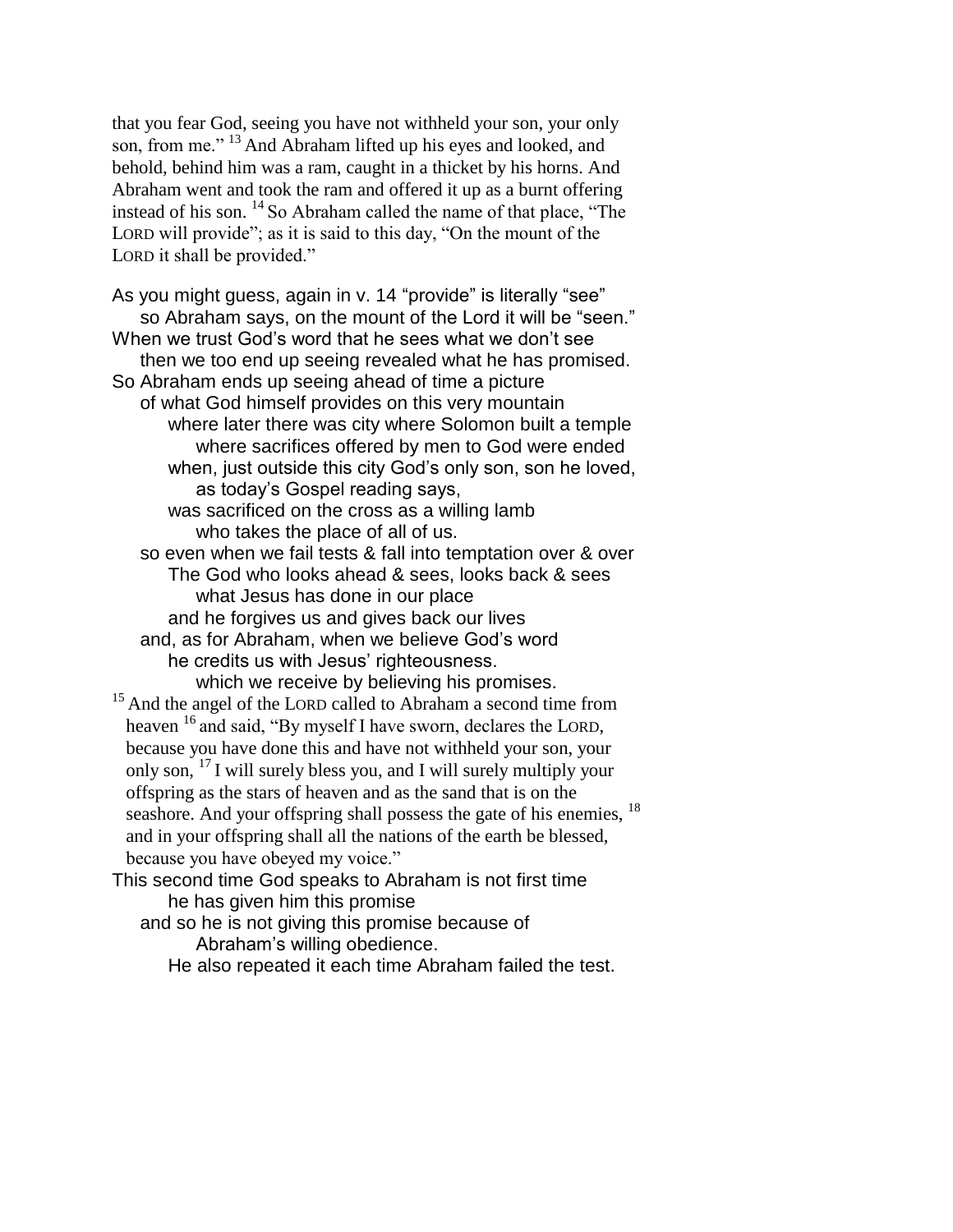that you fear God, seeing you have not withheld your son, your only son, from me." [13] And Abraham lifted up his eyes and looked, and behold, behind him was a ram, caught in a thicket by his horns. And Abraham went and took the ram and offered it up as a burnt offering instead of his son. [14] So Abraham called the name of that place, "The LORD will provide"; as it is said to this day, "On the mount of the LORD it shall be provided."

As you might guess, again in v. 14 "provide" is literally "see"
so Abraham says, on the mount of the Lord it will be "seen."
When we trust God's word that he sees what we don't see
then we too end up seeing revealed what he has promised.
So Abraham ends up seeing ahead of time a picture
of what God himself provides on this very mountain
where later there was city where Solomon built a temple
where sacrifices offered by men to God were ended
when, just outside this city God's only son, son he loved,
as today's Gospel reading says,
was sacrificed on the cross as a willing lamb
who takes the place of all of us.
so even when we fail tests & fall into temptation over & over
The God who looks ahead & sees, looks back & sees
what Jesus has done in our place
and he forgives us and gives back our lives
and, as for Abraham, when we believe God's word
he credits us with Jesus' righteousness.
which we receive by believing his promises.

[15] And the angel of the LORD called to Abraham a second time from heaven [16] and said, "By myself I have sworn, declares the LORD, because you have done this and have not withheld your son, your only son, [17] I will surely bless you, and I will surely multiply your offspring as the stars of heaven and as the sand that is on the seashore. And your offspring shall possess the gate of his enemies, [18] and in your offspring shall all the nations of the earth be blessed, because you have obeyed my voice."

This second time God speaks to Abraham is not first time
he has given him this promise
and so he is not giving this promise because of
Abraham's willing obedience.
He also repeated it each time Abraham failed the test.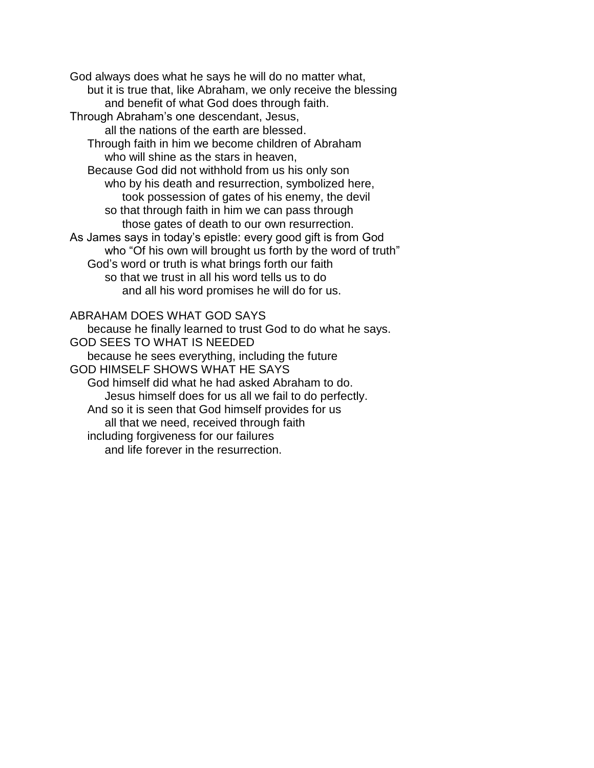God always does what he says he will do no matter what,
but it is true that, like Abraham, we only receive the blessing
and benefit of what God does through faith.
Through Abraham's one descendant, Jesus,
all the nations of the earth are blessed.
Through faith in him we become children of Abraham
who will shine as the stars in heaven,
Because God did not withhold from us his only son
who by his death and resurrection, symbolized here,
took possession of gates of his enemy, the devil
so that through faith in him we can pass through
those gates of death to our own resurrection.
As James says in today's epistle: every good gift is from God
who "Of his own will brought us forth by the word of truth"
God's word or truth is what brings forth our faith
so that we trust in all his word tells us to do
and all his word promises he will do for us.

ABRAHAM DOES WHAT GOD SAYS
because he finally learned to trust God to do what he says.
GOD SEES TO WHAT IS NEEDED
because he sees everything, including the future
GOD HIMSELF SHOWS WHAT HE SAYS
God himself did what he had asked Abraham to do.
Jesus himself does for us all we fail to do perfectly.
And so it is seen that God himself provides for us
all that we need, received through faith
including forgiveness for our failures
and life forever in the resurrection.